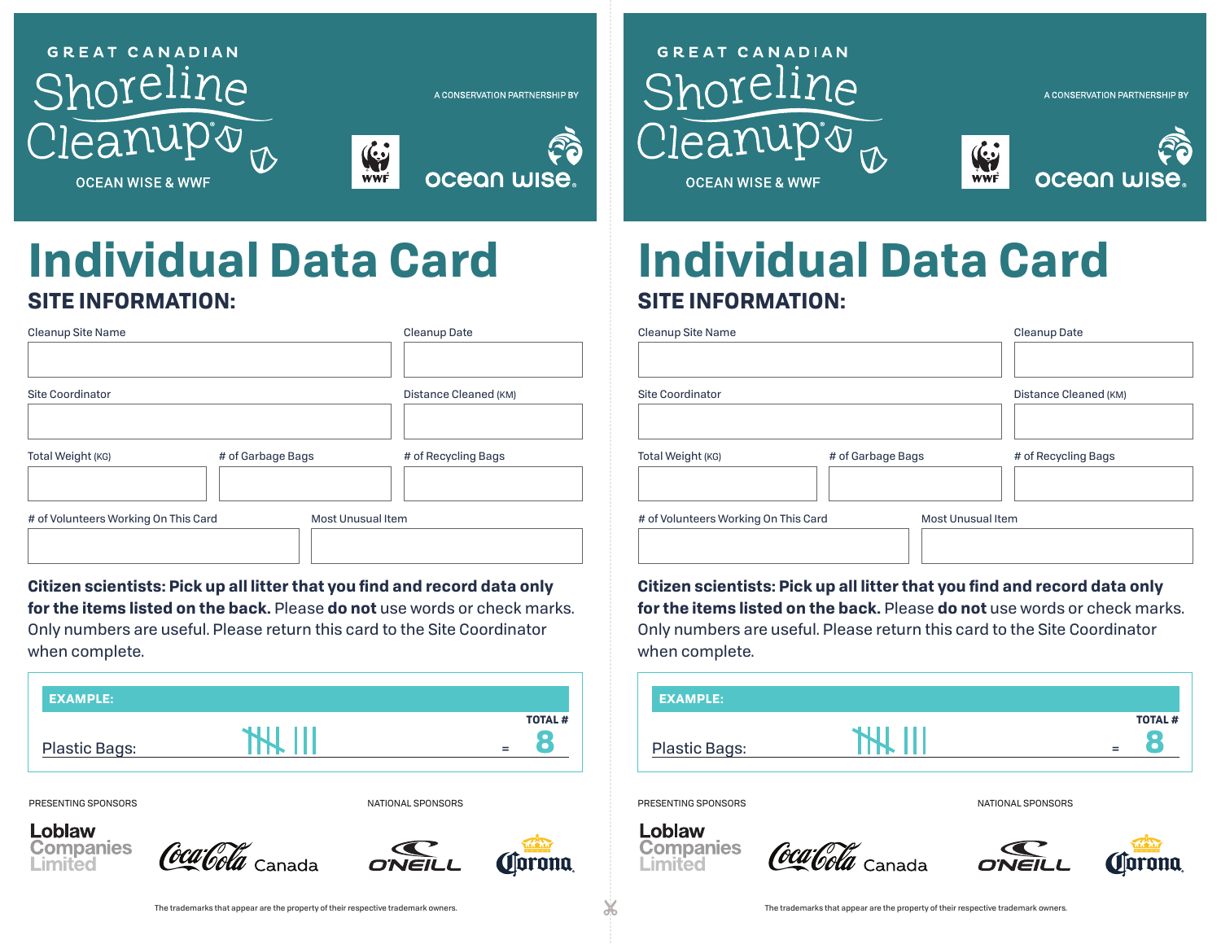GREAT CANADIAN

# Shoreline Cleanup

OCEAN WISE & WWF

A CONSERVATION PARTNERSHIP BY

WWF ocean wise.

# Individual Data Card

## SITE INFORMATION:

| Cleanup Site Name | Cleanup Date |
| --- | --- |
| | |

| Site Coordinator | Distance Cleaned (KM) |
| --- | --- |
| | |

| Total Weight (KG) | # of Garbage Bags | # of Recycling Bags |
| --- | --- | --- |
| | | |

| # of Volunteers Working On This Card | Most Unusual Item |
| --- | --- |
| | |

**Citizen scientists: Pick up all litter that you find and record data only for the items listed on the back.** Please **do not** use words or check marks. Only numbers are useful. Please return this card to the Site Coordinator when complete.

**EXAMPLE:**

| | | TOTAL # |
| --- | --- | --- |
| Plastic Bags: | 𝍸 III | = 8 |

PRESENTING SPONSORS

Loblaw Companies Limited, Coca-Cola Canada

NATIONAL SPONSORS

O'NEILL, Corona

The trademarks that appear are the property of their respective trademark owners.

---

GREAT CANADIAN

# Shoreline Cleanup

OCEAN WISE & WWF

A CONSERVATION PARTNERSHIP BY

WWF ocean wise.

# Individual Data Card

## SITE INFORMATION:

| Cleanup Site Name | Cleanup Date |
| --- | --- |
| | |

| Site Coordinator | Distance Cleaned (KM) |
| --- | --- |
| | |

| Total Weight (KG) | # of Garbage Bags | # of Recycling Bags |
| --- | --- | --- |
| | | |

| # of Volunteers Working On This Card | Most Unusual Item |
| --- | --- |
| | |

**Citizen scientists: Pick up all litter that you find and record data only for the items listed on the back.** Please **do not** use words or check marks. Only numbers are useful. Please return this card to the Site Coordinator when complete.

**EXAMPLE:**

| | | TOTAL # |
| --- | --- | --- |
| Plastic Bags: | 𝍸 III | = 8 |

PRESENTING SPONSORS

Loblaw Companies Limited, Coca-Cola Canada

NATIONAL SPONSORS

O'NEILL, Corona

The trademarks that appear are the property of their respective trademark owners.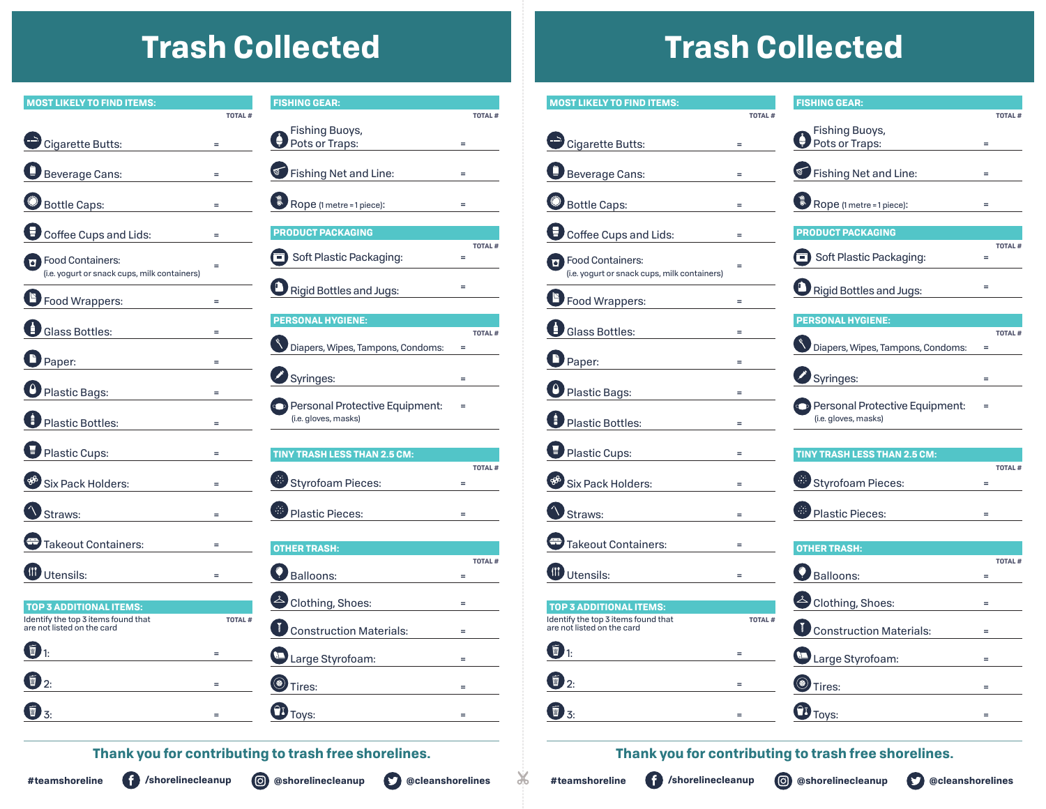# Trash Collected

## MOST LIKELY TO FIND ITEMS:

| | TOTAL # |
|---|---|
| Cigarette Butts: | = |
| Beverage Cans: | = |
| Bottle Caps: | = |
| Coffee Cups and Lids: | = |
| Food Containers: (i.e. yogurt or snack cups, milk containers) | = |
| Food Wrappers: | = |
| Glass Bottles: | = |
| Paper: | = |
| Plastic Bags: | = |
| Plastic Bottles: | = |
| Plastic Cups: | = |
| Six Pack Holders: | = |
| Straws: | = |
| Takeout Containers: | = |
| Utensils: | = |

## TOP 3 ADDITIONAL ITEMS:

Identify the top 3 items found that are not listed on the card

| | TOTAL # |
|---|---|
| 1: | = |
| 2: | = |
| 3: | = |

## FISHING GEAR:

| | TOTAL # |
|---|---|
| Fishing Buoys, Pots or Traps: | = |
| Fishing Net and Line: | = |
| Rope (1 metre = 1 piece): | = |

## PRODUCT PACKAGING

| | TOTAL # |
|---|---|
| Soft Plastic Packaging: | = |
| Rigid Bottles and Jugs: | = |

## PERSONAL HYGIENE:

| | TOTAL # |
|---|---|
| Diapers, Wipes, Tampons, Condoms: | = |
| Syringes: | = |
| Personal Protective Equipment: (i.e. gloves, masks) | = |

## TINY TRASH LESS THAN 2.5 CM:

| | TOTAL # |
|---|---|
| Styrofoam Pieces: | = |
| Plastic Pieces: | = |

## OTHER TRASH:

| | TOTAL # |
|---|---|
| Balloons: | = |
| Clothing, Shoes: | = |
| Construction Materials: | = |
| Large Styrofoam: | = |
| Tires: | = |
| Toys: | = |

**Thank you for contributing to trash free shorelines.**

#teamshoreline /shorelinecleanup @shorelinecleanup @cleanshorelines

# Trash Collected

## MOST LIKELY TO FIND ITEMS:

| | TOTAL # |
|---|---|
| Cigarette Butts: | = |
| Beverage Cans: | = |
| Bottle Caps: | = |
| Coffee Cups and Lids: | = |
| Food Containers: (i.e. yogurt or snack cups, milk containers) | = |
| Food Wrappers: | = |
| Glass Bottles: | = |
| Paper: | = |
| Plastic Bags: | = |
| Plastic Bottles: | = |
| Plastic Cups: | = |
| Six Pack Holders: | = |
| Straws: | = |
| Takeout Containers: | = |
| Utensils: | = |

## TOP 3 ADDITIONAL ITEMS:

Identify the top 3 items found that are not listed on the card

| | TOTAL # |
|---|---|
| 1: | = |
| 2: | = |
| 3: | = |

## FISHING GEAR:

| | TOTAL # |
|---|---|
| Fishing Buoys, Pots or Traps: | = |
| Fishing Net and Line: | = |
| Rope (1 metre = 1 piece): | = |

## PRODUCT PACKAGING

| | TOTAL # |
|---|---|
| Soft Plastic Packaging: | = |
| Rigid Bottles and Jugs: | = |

## PERSONAL HYGIENE:

| | TOTAL # |
|---|---|
| Diapers, Wipes, Tampons, Condoms: | = |
| Syringes: | = |
| Personal Protective Equipment: (i.e. gloves, masks) | = |

## TINY TRASH LESS THAN 2.5 CM:

| | TOTAL # |
|---|---|
| Styrofoam Pieces: | = |
| Plastic Pieces: | = |

## OTHER TRASH:

| | TOTAL # |
|---|---|
| Balloons: | = |
| Clothing, Shoes: | = |
| Construction Materials: | = |
| Large Styrofoam: | = |
| Tires: | = |
| Toys: | = |

**Thank you for contributing to trash free shorelines.**

#teamshoreline /shorelinecleanup @shorelinecleanup @cleanshorelines